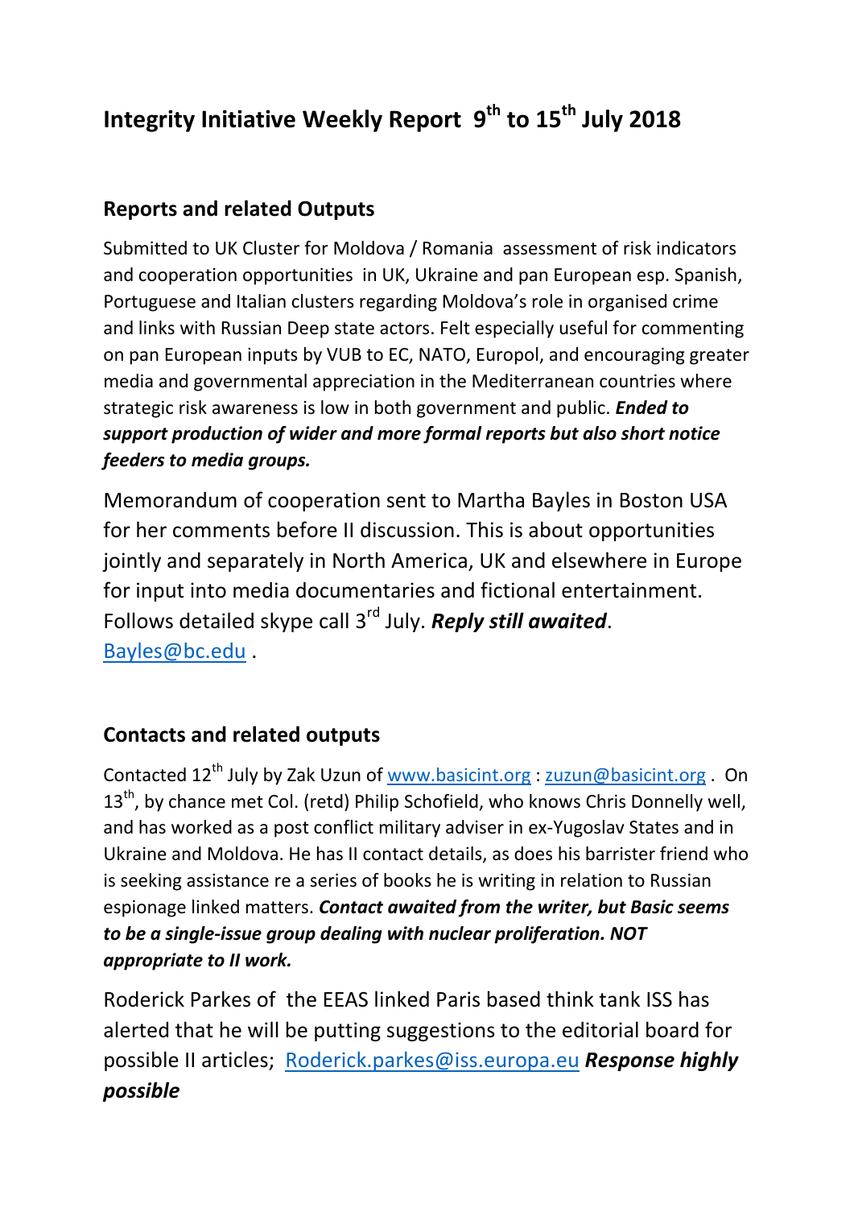# Integrity Initiative Weekly Report 9th to 15th July 2018

## Reports and related Outputs

Submitted to UK Cluster for Moldova / Romania assessment of risk indicators and cooperation opportunities in UK, Ukraine and pan European esp. Spanish, Portuguese and Italian clusters regarding Moldova's role in organised crime and links with Russian Deep state actors. Felt especially useful for commenting on pan European inputs by VUB to EC, NATO, Europol, and encouraging greater media and governmental appreciation in the Mediterranean countries where strategic risk awareness is low in both government and public. ***Ended to support production of wider and more formal reports but also short notice feeders to media groups.***

Memorandum of cooperation sent to Martha Bayles in Boston USA for her comments before II discussion. This is about opportunities jointly and separately in North America, UK and elsewhere in Europe for input into media documentaries and fictional entertainment. Follows detailed skype call 3rd July. ***Reply still awaited***. [Bayles@bc.edu](mailto:Bayles@bc.edu) .

## Contacts and related outputs

Contacted 12th July by Zak Uzun of [www.basicint.org](http://www.basicint.org) : [zuzun@basicint.org](mailto:zuzun@basicint.org) . On 13th, by chance met Col. (retd) Philip Schofield, who knows Chris Donnelly well, and has worked as a post conflict military adviser in ex-Yugoslav States and in Ukraine and Moldova. He has II contact details, as does his barrister friend who is seeking assistance re a series of books he is writing in relation to Russian espionage linked matters. ***Contact awaited from the writer, but Basic seems to be a single-issue group dealing with nuclear proliferation. NOT appropriate to II work.***

Roderick Parkes of the EEAS linked Paris based think tank ISS has alerted that he will be putting suggestions to the editorial board for possible II articles; [Roderick.parkes@iss.europa.eu](mailto:Roderick.parkes@iss.europa.eu) ***Response highly possible***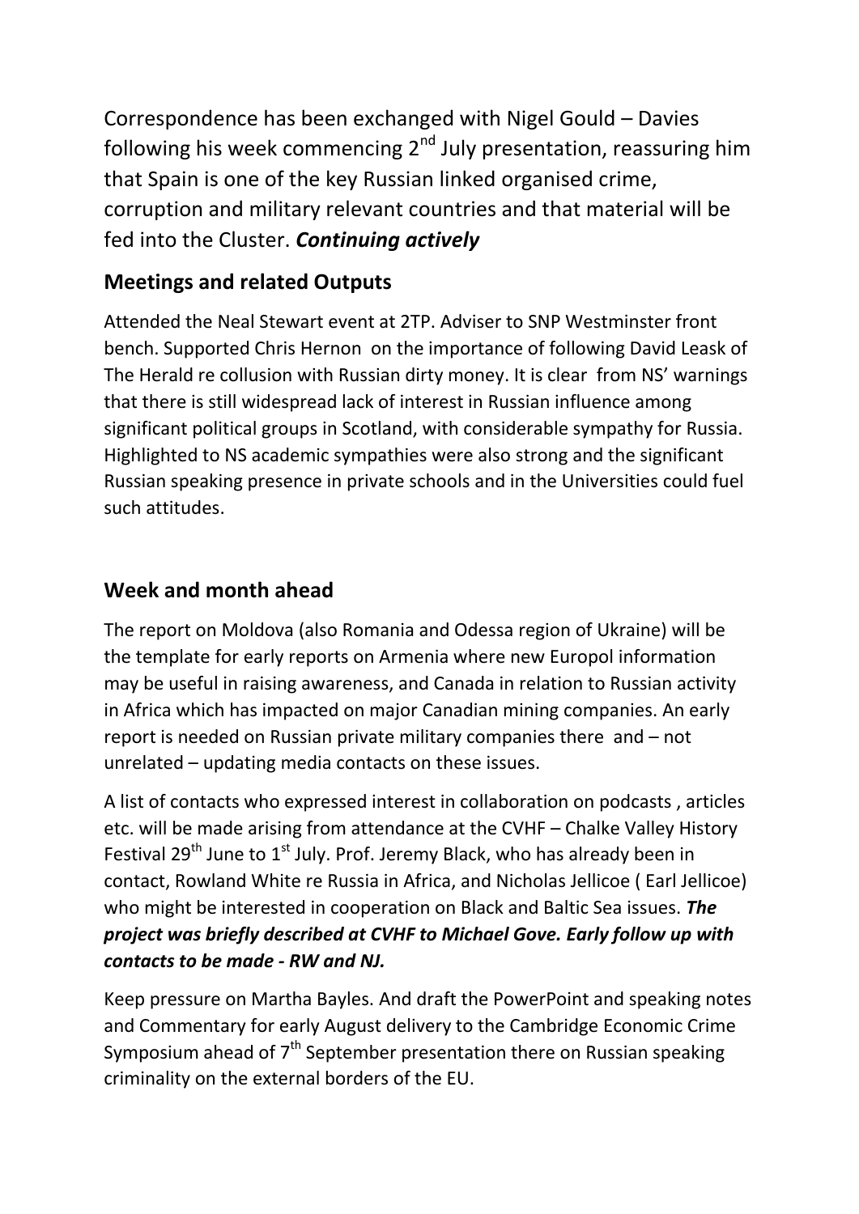Correspondence has been exchanged with Nigel Gould – Davies following his week commencing 2nd July presentation, reassuring him that Spain is one of the key Russian linked organised crime, corruption and military relevant countries and that material will be fed into the Cluster. ***Continuing actively***

## Meetings and related Outputs

Attended the Neal Stewart event at 2TP. Adviser to SNP Westminster front bench. Supported Chris Hernon on the importance of following David Leask of The Herald re collusion with Russian dirty money. It is clear from NS' warnings that there is still widespread lack of interest in Russian influence among significant political groups in Scotland, with considerable sympathy for Russia. Highlighted to NS academic sympathies were also strong and the significant Russian speaking presence in private schools and in the Universities could fuel such attitudes.

## Week and month ahead

The report on Moldova (also Romania and Odessa region of Ukraine) will be the template for early reports on Armenia where new Europol information may be useful in raising awareness, and Canada in relation to Russian activity in Africa which has impacted on major Canadian mining companies. An early report is needed on Russian private military companies there and – not unrelated – updating media contacts on these issues.

A list of contacts who expressed interest in collaboration on podcasts , articles etc. will be made arising from attendance at the CVHF – Chalke Valley History Festival 29th June to 1st July. Prof. Jeremy Black, who has already been in contact, Rowland White re Russia in Africa, and Nicholas Jellicoe ( Earl Jellicoe) who might be interested in cooperation on Black and Baltic Sea issues. ***The project was briefly described at CVHF to Michael Gove. Early follow up with contacts to be made - RW and NJ.***

Keep pressure on Martha Bayles. And draft the PowerPoint and speaking notes and Commentary for early August delivery to the Cambridge Economic Crime Symposium ahead of 7th September presentation there on Russian speaking criminality on the external borders of the EU.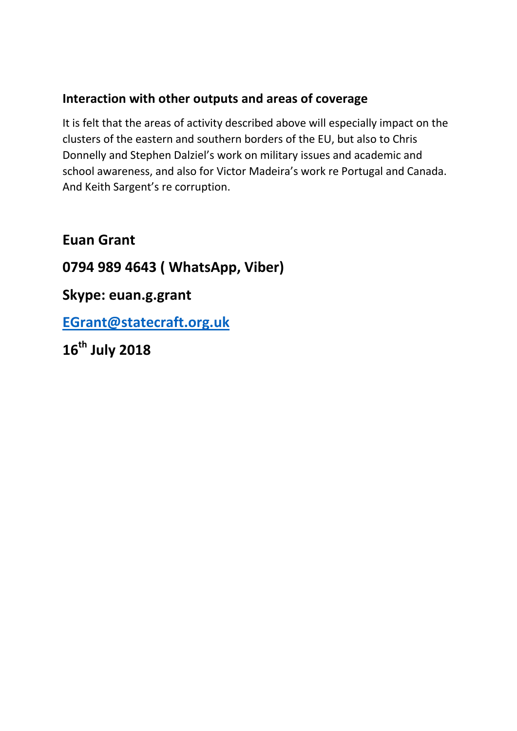### Interaction with other outputs and areas of coverage

It is felt that the areas of activity described above will especially impact on the clusters of the eastern and southern borders of the EU, but also to Chris Donnelly and Stephen Dalziel's work on military issues and academic and school awareness, and also for Victor Madeira's work re Portugal and Canada. And Keith Sargent's re corruption.

**Euan Grant**

**0794 989 4643 ( WhatsApp, Viber)**

**Skype: euan.g.grant**

**[EGrant@statecraft.org.uk](mailto:EGrant@statecraft.org.uk)**

**16th July 2018**